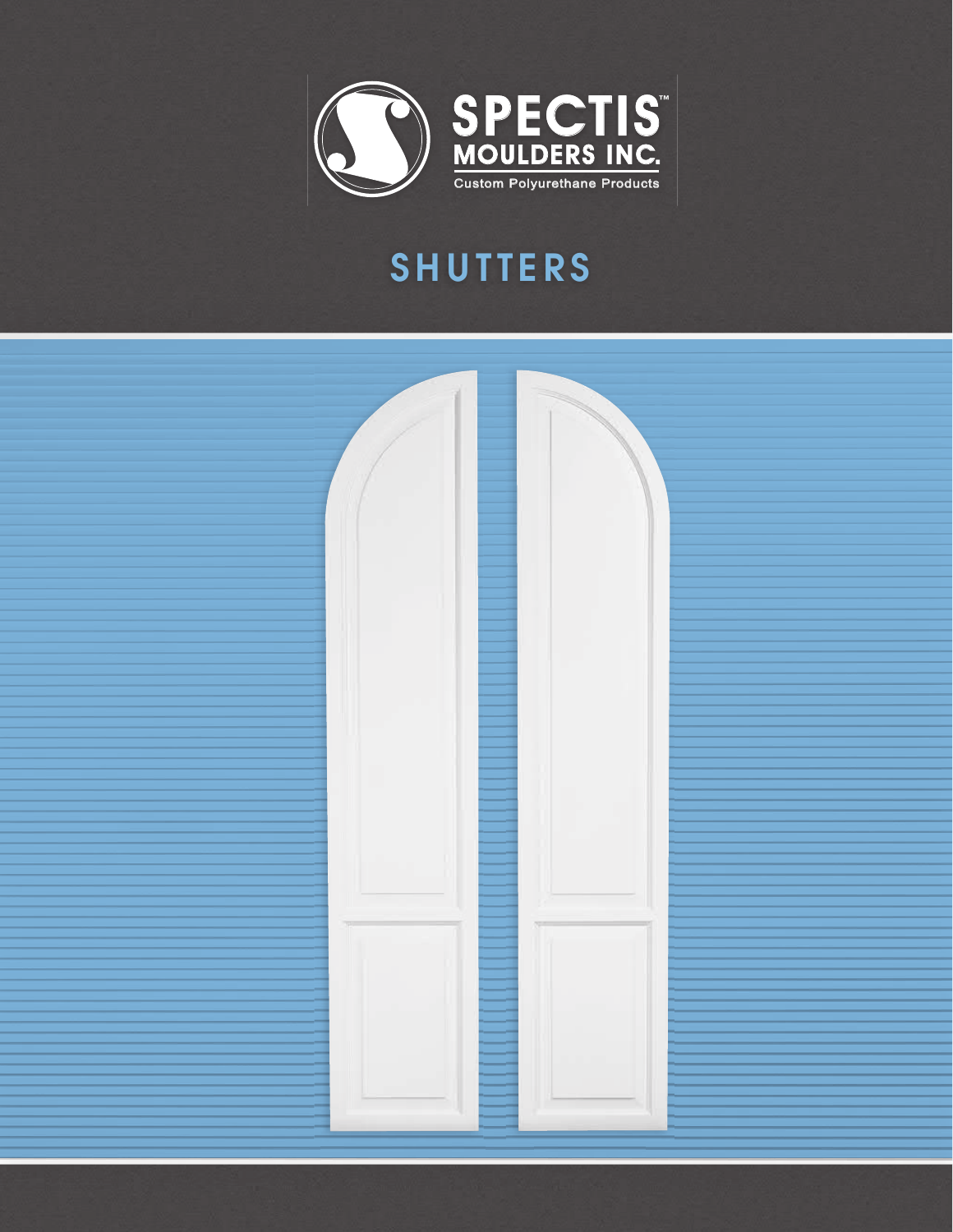SPECTIS™
MOULDERS INC.
Custom Polyurethane Products

# SHUTTERS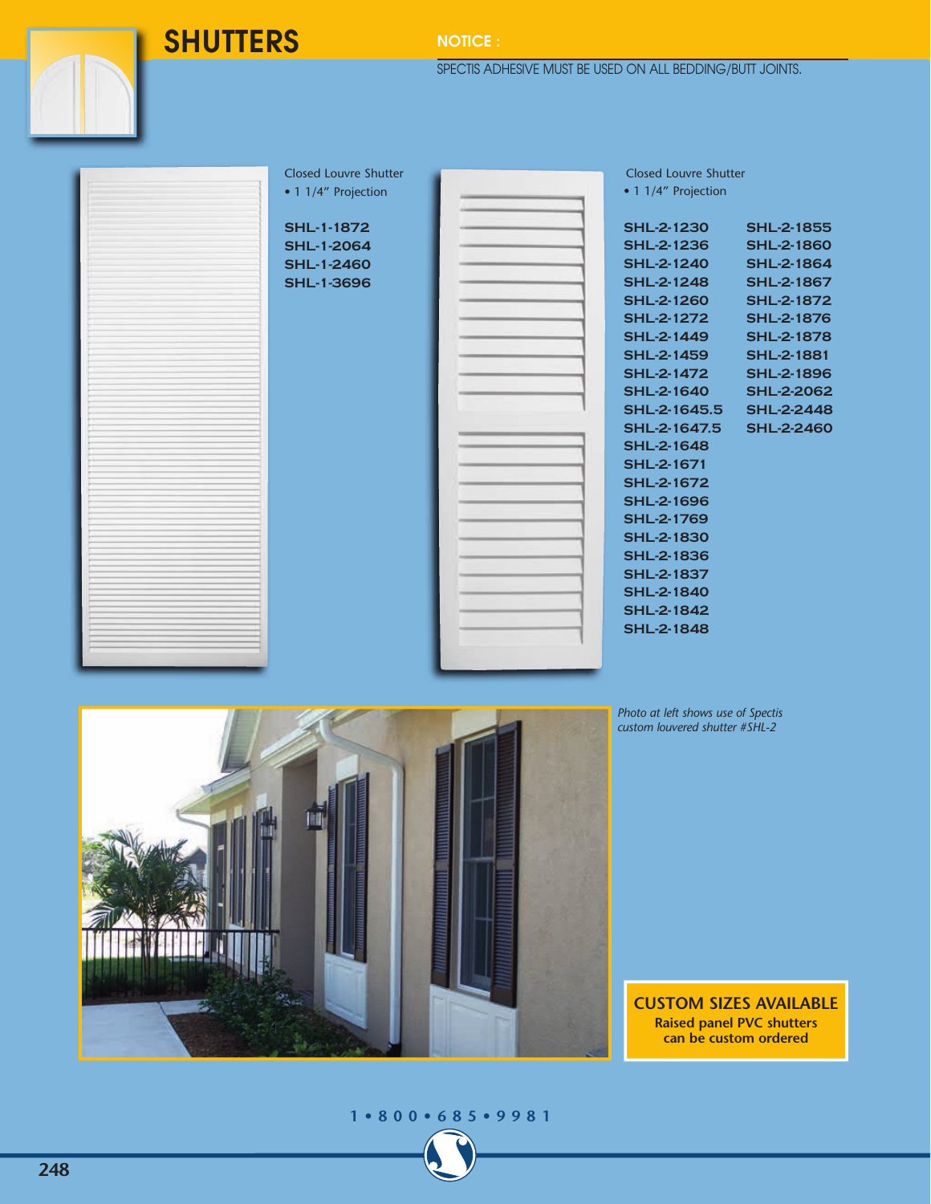# SHUTTERS

**NOTICE :**

SPECTIS ADHESIVE MUST BE USED ON ALL BEDDING/BUTT JOINTS.

Closed Louvre Shutter
- 1 1/4" Projection

**SHL-1-1872**
**SHL-1-2064**
**SHL-1-2460**
**SHL-1-3696**

Closed Louvre Shutter
- 1 1/4" Projection

**SHL-2-1230**
**SHL-2-1236**
**SHL-2-1240**
**SHL-2-1248**
**SHL-2-1260**
**SHL-2-1272**
**SHL-2-1449**
**SHL-2-1459**
**SHL-2-1472**
**SHL-2-1640**
**SHL-2-1645.5**
**SHL-2-1647.5**
**SHL-2-1648**
**SHL-2-1671**
**SHL-2-1672**
**SHL-2-1696**
**SHL-2-1769**
**SHL-2-1830**
**SHL-2-1836**
**SHL-2-1837**
**SHL-2-1840**
**SHL-2-1842**
**SHL-2-1848**
**SHL-2-1855**
**SHL-2-1860**
**SHL-2-1864**
**SHL-2-1867**
**SHL-2-1872**
**SHL-2-1876**
**SHL-2-1878**
**SHL-2-1881**
**SHL-2-1896**
**SHL-2-2062**
**SHL-2-2448**
**SHL-2-2460**

*Photo at left shows use of Spectis custom louvered shutter #SHL-2*

**CUSTOM SIZES AVAILABLE**
**Raised panel PVC shutters can be custom ordered**

1 • 800 • 685 • 9981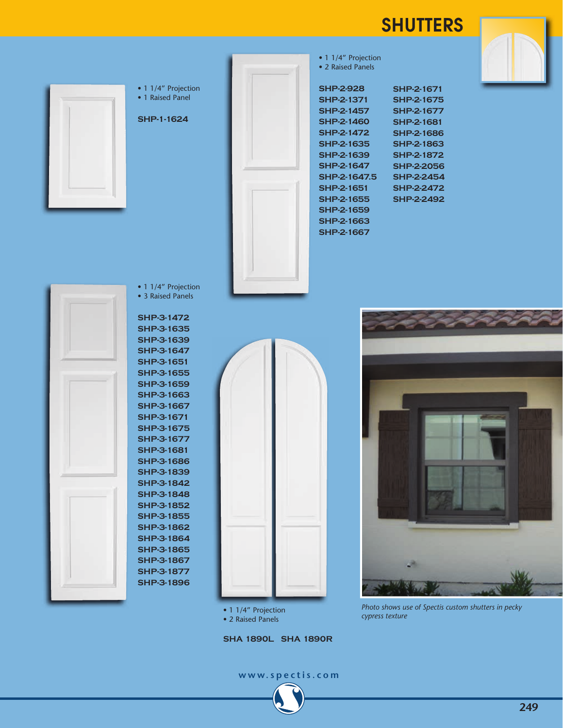# SHUTTERS

- 1 1/4" Projection
- 1 Raised Panel

**SHP-1-1624**

- 1 1/4" Projection
- 2 Raised Panels

**SHP-2-928**
**SHP-2-1371**
**SHP-2-1457**
**SHP-2-1460**
**SHP-2-1472**
**SHP-2-1635**
**SHP-2-1639**
**SHP-2-1647**
**SHP-2-1647.5**
**SHP-2-1651**
**SHP-2-1655**
**SHP-2-1659**
**SHP-2-1663**
**SHP-2-1667**
**SHP-2-1671**
**SHP-2-1675**
**SHP-2-1677**
**SHP-2-1681**
**SHP-2-1686**
**SHP-2-1863**
**SHP-2-1872**
**SHP-2-2056**
**SHP-2-2454**
**SHP-2-2472**
**SHP-2-2492**

- 1 1/4" Projection
- 3 Raised Panels

**SHP-3-1472**
**SHP-3-1635**
**SHP-3-1639**
**SHP-3-1647**
**SHP-3-1651**
**SHP-3-1655**
**SHP-3-1659**
**SHP-3-1663**
**SHP-3-1667**
**SHP-3-1671**
**SHP-3-1675**
**SHP-3-1677**
**SHP-3-1681**
**SHP-3-1686**
**SHP-3-1839**
**SHP-3-1842**
**SHP-3-1848**
**SHP-3-1852**
**SHP-3-1855**
**SHP-3-1862**
**SHP-3-1864**
**SHP-3-1865**
**SHP-3-1867**
**SHP-3-1877**
**SHP-3-1896**

- 1 1/4" Projection
- 2 Raised Panels

**SHA 1890L SHA 1890R**

*Photo shows use of Spectis custom shutters in pecky cypress texture*

www.spectis.com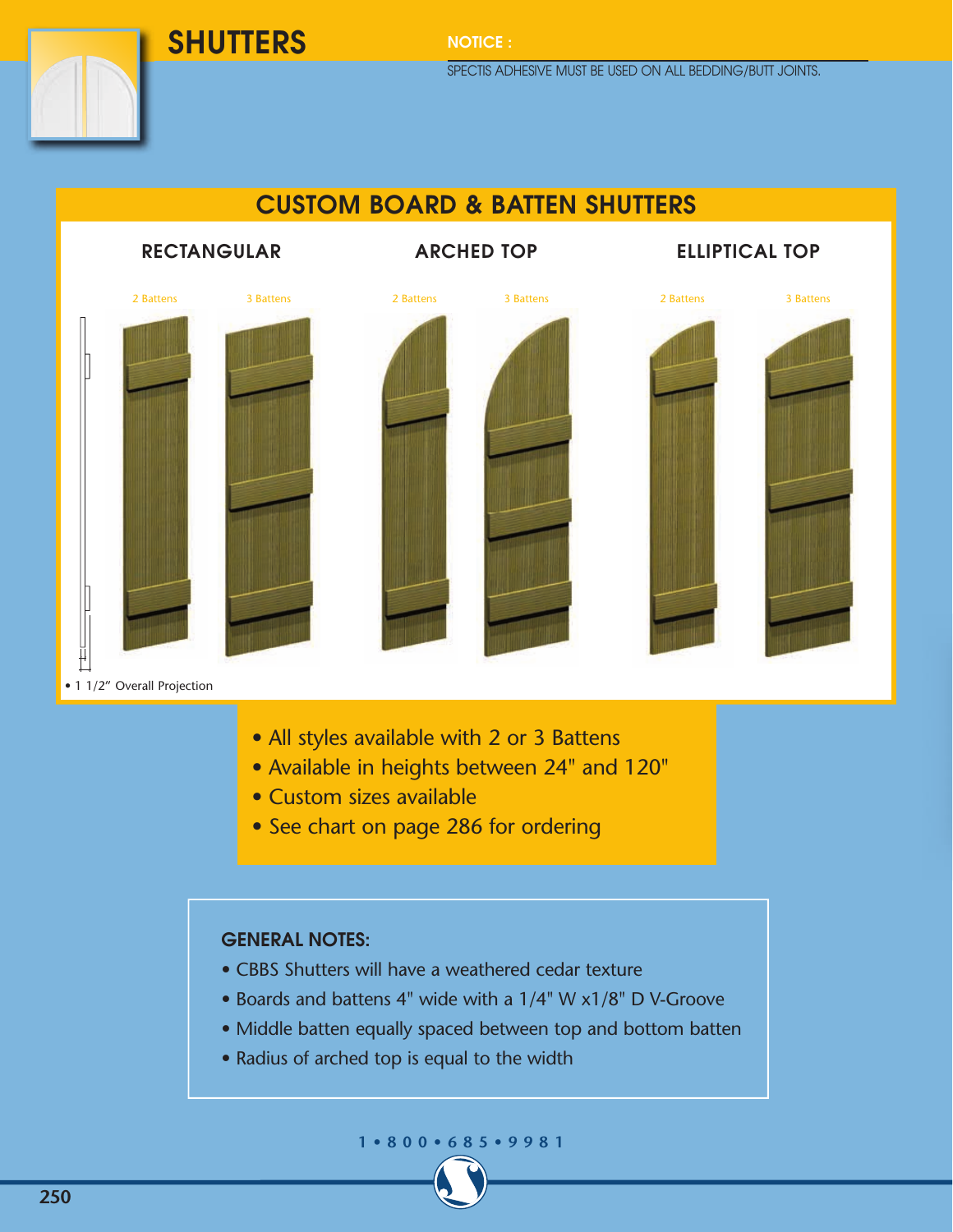# SHUTTERS

**NOTICE :**

SPECTIS ADHESIVE MUST BE USED ON ALL BEDDING/BUTT JOINTS.

## CUSTOM BOARD & BATTEN SHUTTERS

### RECTANGULAR

2 Battens

3 Battens

### ARCHED TOP

2 Battens

3 Battens

### ELLIPTICAL TOP

2 Battens

3 Battens

• 1 1/2" Overall Projection

- All styles available with 2 or 3 Battens
- Available in heights between 24" and 120"
- Custom sizes available
- See chart on page 286 for ordering

**GENERAL NOTES:**

- CBBS Shutters will have a weathered cedar texture
- Boards and battens 4" wide with a 1/4" W x1/8" D V-Groove
- Middle batten equally spaced between top and bottom batten
- Radius of arched top is equal to the width

1 • 8 0 0 • 6 8 5 • 9 9 8 1